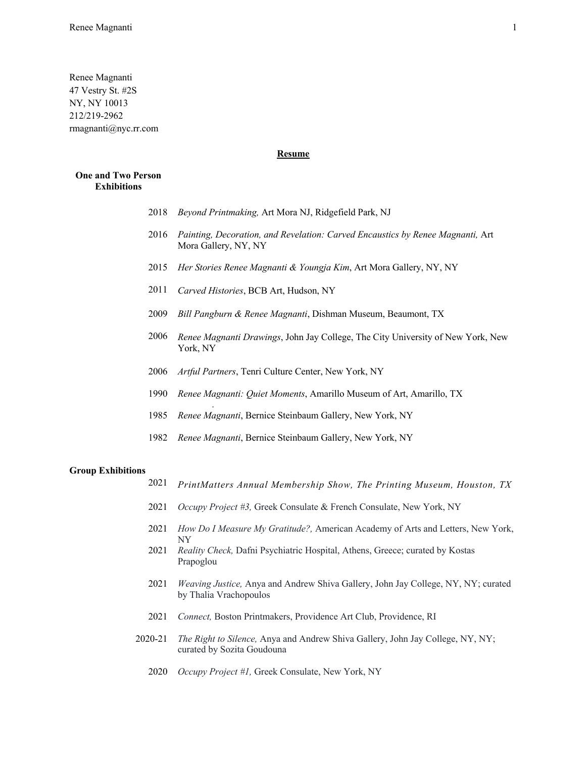Renee Magnanti
47 Vestry St. #2S
NY, NY 10013
212/219-2962
rmagnanti@nyc.rr.com

## Resume

### One and Two Person Exhibitions

2018 *Beyond Printmaking,* Art Mora NJ, Ridgefield Park, NJ

2016 *Painting, Decoration, and Revelation: Carved Encaustics by Renee Magnanti,* Art Mora Gallery, NY, NY

2015 *Her Stories Renee Magnanti & Youngja Kim*, Art Mora Gallery, NY, NY

2011 *Carved Histories*, BCB Art, Hudson, NY

2009 *Bill Pangburn & Renee Magnanti*, Dishman Museum, Beaumont, TX

2006 *Renee Magnanti Drawings*, John Jay College, The City University of New York, New York, NY

2006 *Artful Partners*, Tenri Culture Center, New York, NY

1990 *Renee Magnanti: Quiet Moments*, Amarillo Museum of Art, Amarillo, TX

1985 *Renee Magnanti*, Bernice Steinbaum Gallery, New York, NY

1982 *Renee Magnanti*, Bernice Steinbaum Gallery, New York, NY

### Group Exhibitions

2021 *PrintMatters Annual Membership Show, The Printing Museum, Houston, TX*

2021 *Occupy Project #3,* Greek Consulate & French Consulate, New York, NY

2021 *How Do I Measure My Gratitude?,* American Academy of Arts and Letters, New York, NY

2021 *Reality Check,* Dafni Psychiatric Hospital, Athens, Greece; curated by Kostas Prapoglou

2021 *Weaving Justice,* Anya and Andrew Shiva Gallery, John Jay College, NY, NY; curated by Thalia Vrachopoulos

2021 *Connect,* Boston Printmakers, Providence Art Club, Providence, RI

2020-21 *The Right to Silence,* Anya and Andrew Shiva Gallery, John Jay College, NY, NY; curated by Sozita Goudouna

2020 *Occupy Project #1,* Greek Consulate, New York, NY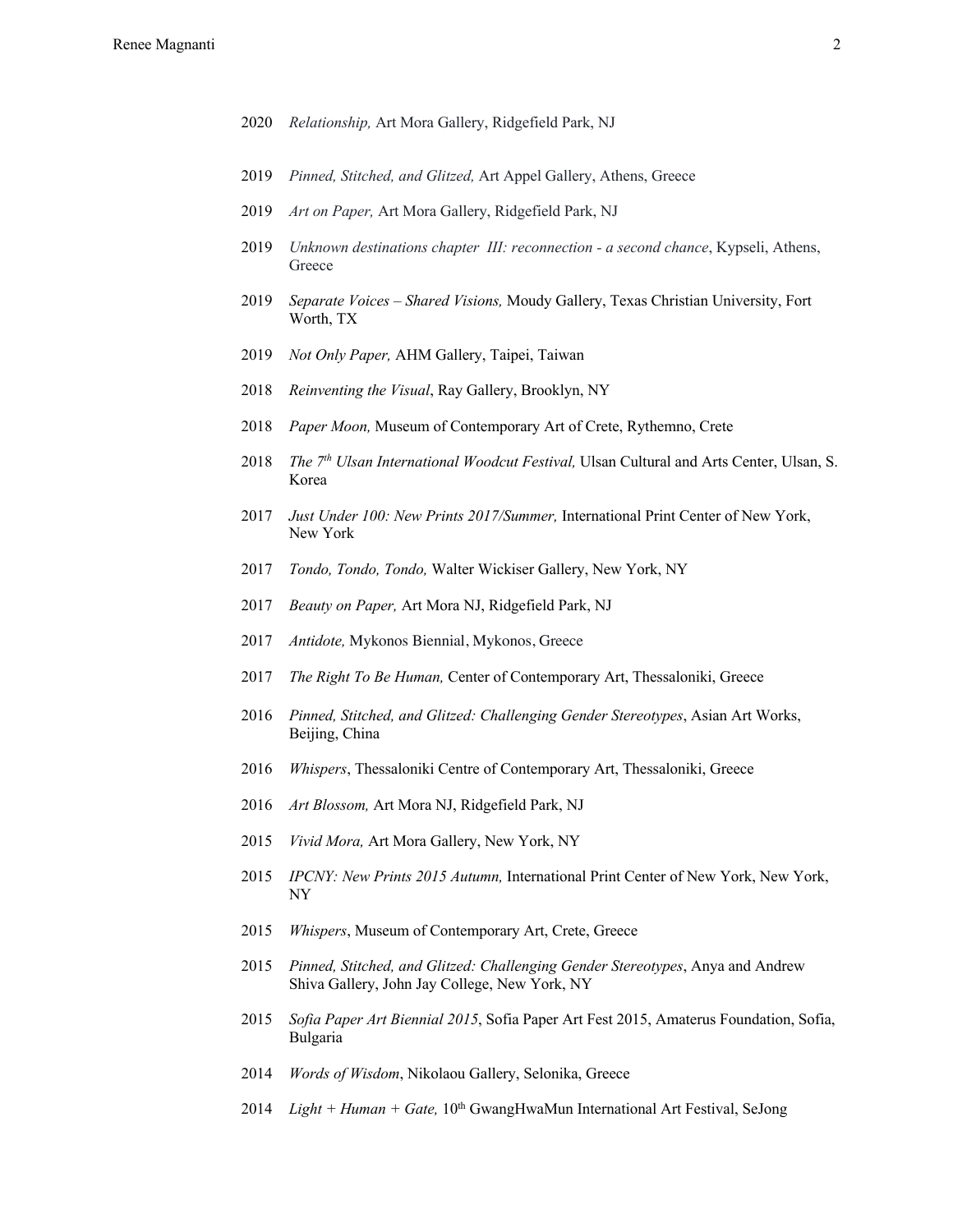2020 *Relationship,* Art Mora Gallery, Ridgefield Park, NJ

2019 *Pinned, Stitched, and Glitzed,* Art Appel Gallery, Athens, Greece

2019 *Art on Paper,* Art Mora Gallery, Ridgefield Park, NJ

2019 *Unknown destinations chapter III: reconnection - a second chance*, Kypseli, Athens, Greece

2019 *Separate Voices – Shared Visions,* Moudy Gallery, Texas Christian University, Fort Worth, TX

2019 *Not Only Paper,* AHM Gallery, Taipei, Taiwan

2018 *Reinventing the Visual*, Ray Gallery, Brooklyn, NY

2018 *Paper Moon,* Museum of Contemporary Art of Crete, Rythemno, Crete

2018 *The 7th Ulsan International Woodcut Festival,* Ulsan Cultural and Arts Center, Ulsan, S. Korea

2017 *Just Under 100: New Prints 2017/Summer,* International Print Center of New York, New York

2017 *Tondo, Tondo, Tondo,* Walter Wickiser Gallery, New York, NY

2017 *Beauty on Paper,* Art Mora NJ, Ridgefield Park, NJ

2017 *Antidote,* Mykonos Biennial, Mykonos, Greece

2017 *The Right To Be Human,* Center of Contemporary Art, Thessaloniki, Greece

2016 *Pinned, Stitched, and Glitzed: Challenging Gender Stereotypes*, Asian Art Works, Beijing, China

2016 *Whispers*, Thessaloniki Centre of Contemporary Art, Thessaloniki, Greece

2016 *Art Blossom,* Art Mora NJ, Ridgefield Park, NJ

2015 *Vivid Mora,* Art Mora Gallery, New York, NY

2015 *IPCNY: New Prints 2015 Autumn,* International Print Center of New York, New York, NY

2015 *Whispers*, Museum of Contemporary Art, Crete, Greece

2015 *Pinned, Stitched, and Glitzed: Challenging Gender Stereotypes*, Anya and Andrew Shiva Gallery, John Jay College, New York, NY

2015 *Sofia Paper Art Biennial 2015*, Sofia Paper Art Fest 2015, Amaterus Foundation, Sofia, Bulgaria

2014 *Words of Wisdom*, Nikolaou Gallery, Selonika, Greece

2014 *Light + Human + Gate,* 10th GwangHwaMun International Art Festival, SeJong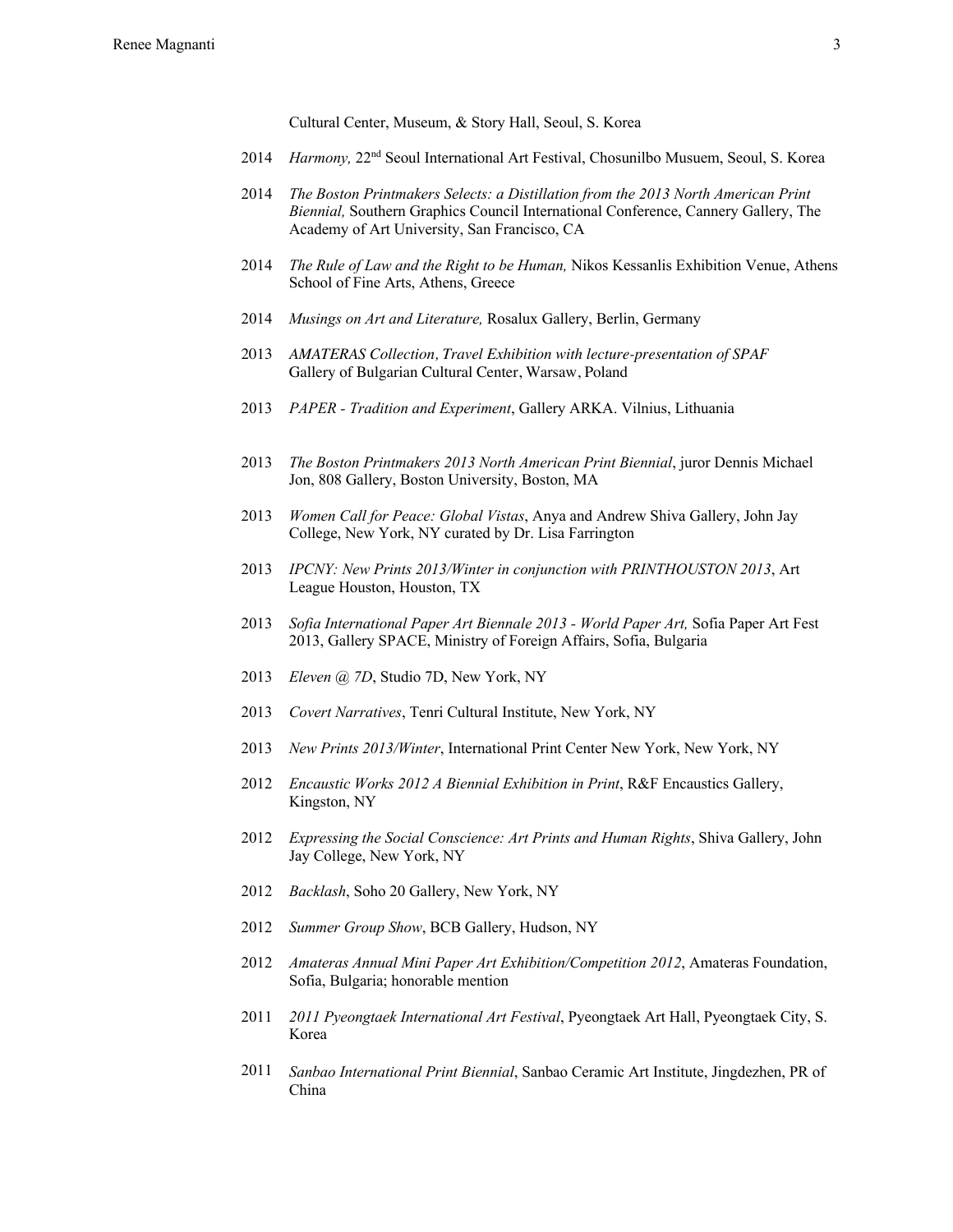Cultural Center, Museum, & Story Hall, Seoul, S. Korea

2014 *Harmony,* 22nd Seoul International Art Festival, Chosunilbo Musuem, Seoul, S. Korea

2014 *The Boston Printmakers Selects: a Distillation from the 2013 North American Print Biennial,* Southern Graphics Council International Conference, Cannery Gallery, The Academy of Art University, San Francisco, CA

2014 *The Rule of Law and the Right to be Human,* Nikos Kessanlis Exhibition Venue, Athens School of Fine Arts, Athens, Greece

2014 *Musings on Art and Literature,* Rosalux Gallery, Berlin, Germany

2013 *AMATERAS Collection, Travel Exhibition with lecture-presentation of SPAF* Gallery of Bulgarian Cultural Center, Warsaw, Poland

2013 *PAPER - Tradition and Experiment*, Gallery ARKA. Vilnius, Lithuania

2013 *The Boston Printmakers 2013 North American Print Biennial*, juror Dennis Michael Jon, 808 Gallery, Boston University, Boston, MA

2013 *Women Call for Peace: Global Vistas*, Anya and Andrew Shiva Gallery, John Jay College, New York, NY curated by Dr. Lisa Farrington

2013 *IPCNY: New Prints 2013/Winter in conjunction with PRINTHOUSTON 2013*, Art League Houston, Houston, TX

2013 *Sofia International Paper Art Biennale 2013 - World Paper Art,* Sofia Paper Art Fest 2013, Gallery SPACE, Ministry of Foreign Affairs, Sofia, Bulgaria

2013 *Eleven @ 7D*, Studio 7D, New York, NY

2013 *Covert Narratives*, Tenri Cultural Institute, New York, NY

2013 *New Prints 2013/Winter*, International Print Center New York, New York, NY

2012 *Encaustic Works 2012 A Biennial Exhibition in Print*, R&F Encaustics Gallery, Kingston, NY

2012 *Expressing the Social Conscience: Art Prints and Human Rights*, Shiva Gallery, John Jay College, New York, NY

2012 *Backlash*, Soho 20 Gallery, New York, NY

2012 *Summer Group Show*, BCB Gallery, Hudson, NY

2012 *Amateras Annual Mini Paper Art Exhibition/Competition 2012*, Amateras Foundation, Sofia, Bulgaria; honorable mention

2011 *2011 Pyeongtaek International Art Festival*, Pyeongtaek Art Hall, Pyeongtaek City, S. Korea

2011 *Sanbao International Print Biennial*, Sanbao Ceramic Art Institute, Jingdezhen, PR of China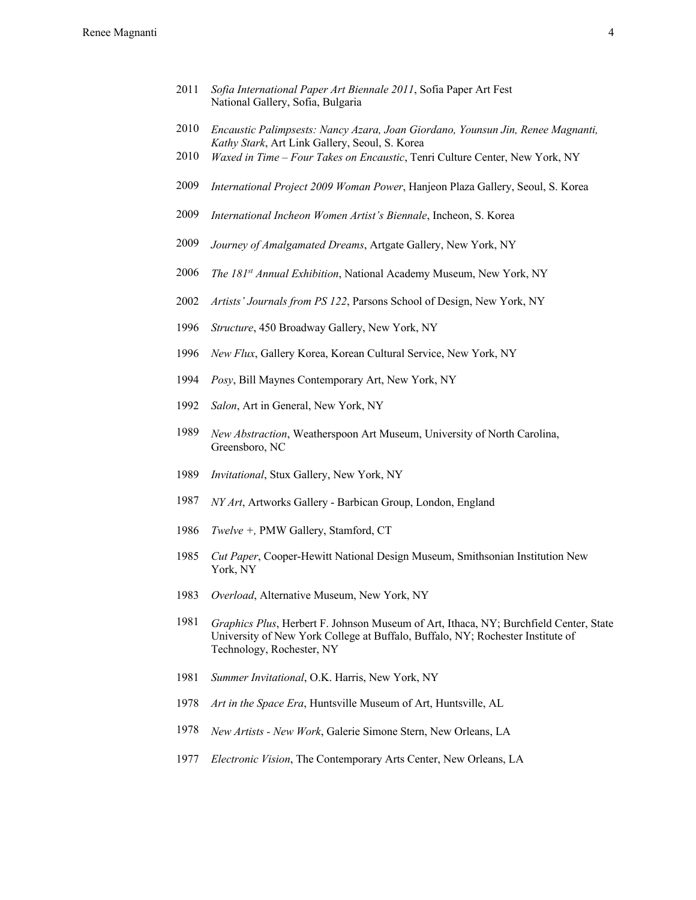2011 *Sofia International Paper Art Biennale 2011*, Sofia Paper Art Fest National Gallery, Sofia, Bulgaria

2010 *Encaustic Palimpsests: Nancy Azara, Joan Giordano, Younsun Jin, Renee Magnanti, Kathy Stark*, Art Link Gallery, Seoul, S. Korea

2010 *Waxed in Time – Four Takes on Encaustic*, Tenri Culture Center, New York, NY

2009 *International Project 2009 Woman Power*, Hanjeon Plaza Gallery, Seoul, S. Korea

2009 *International Incheon Women Artist's Biennale*, Incheon, S. Korea

2009 *Journey of Amalgamated Dreams*, Artgate Gallery, New York, NY

2006 *The 181st Annual Exhibition*, National Academy Museum, New York, NY

2002 *Artists' Journals from PS 122*, Parsons School of Design, New York, NY

1996 *Structure*, 450 Broadway Gallery, New York, NY

1996 *New Flux*, Gallery Korea, Korean Cultural Service, New York, NY

1994 *Posy*, Bill Maynes Contemporary Art, New York, NY

1992 *Salon*, Art in General, New York, NY

1989 *New Abstraction*, Weatherspoon Art Museum, University of North Carolina, Greensboro, NC

1989 *Invitational*, Stux Gallery, New York, NY

1987 *NY Art*, Artworks Gallery - Barbican Group, London, England

1986 *Twelve +,* PMW Gallery, Stamford, CT

1985 *Cut Paper*, Cooper-Hewitt National Design Museum, Smithsonian Institution New York, NY

1983 *Overload*, Alternative Museum, New York, NY

1981 *Graphics Plus*, Herbert F. Johnson Museum of Art, Ithaca, NY; Burchfield Center, State University of New York College at Buffalo, Buffalo, NY; Rochester Institute of Technology, Rochester, NY

1981 *Summer Invitational*, O.K. Harris, New York, NY

1978 *Art in the Space Era*, Huntsville Museum of Art, Huntsville, AL

1978 *New Artists - New Work*, Galerie Simone Stern, New Orleans, LA

1977 *Electronic Vision*, The Contemporary Arts Center, New Orleans, LA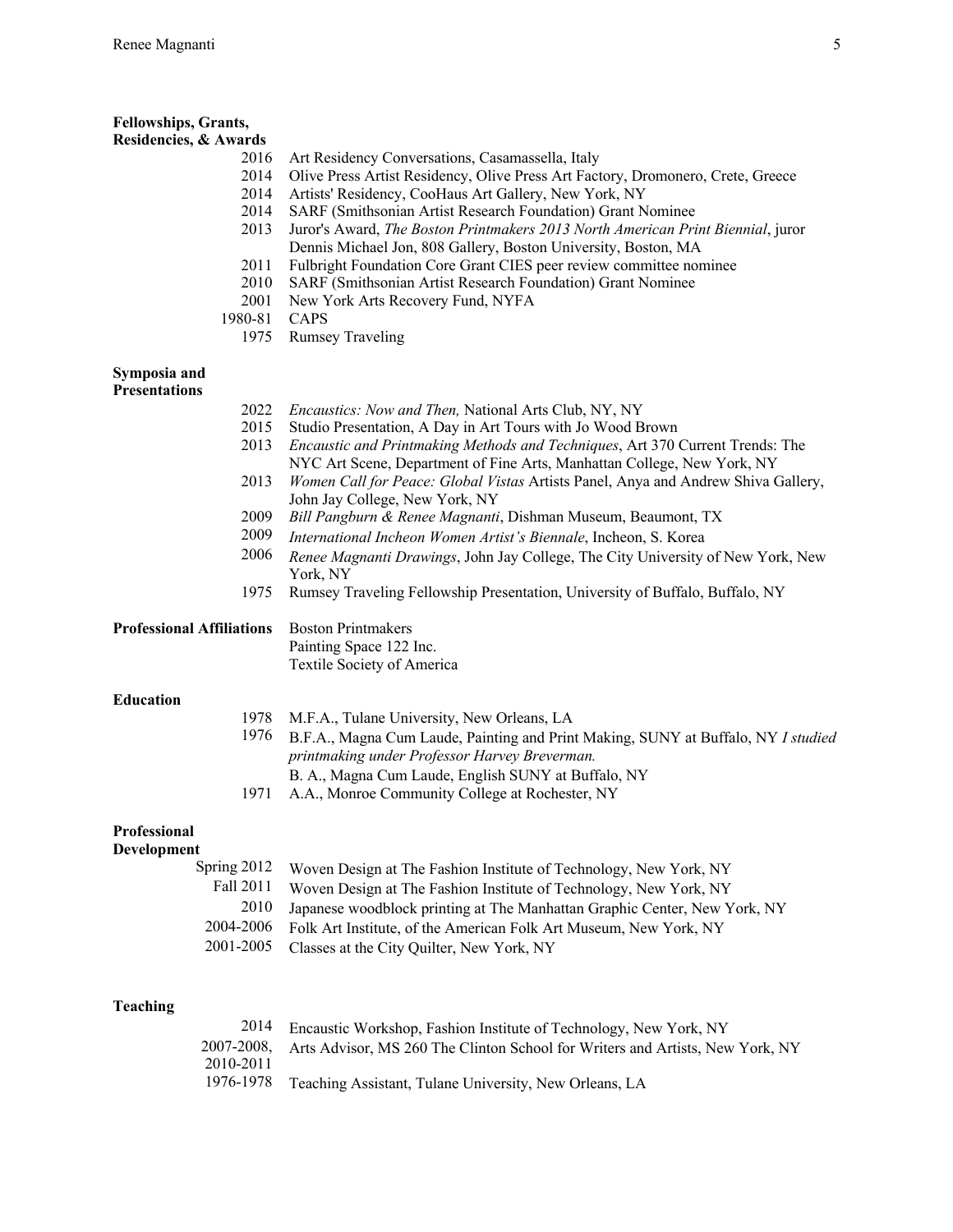## Fellowships, Grants, Residencies, & Awards

- 2016 Art Residency Conversations, Casamassella, Italy
- 2014 Olive Press Artist Residency, Olive Press Art Factory, Dromonero, Crete, Greece
- 2014 Artists' Residency, CooHaus Art Gallery, New York, NY
- 2014 SARF (Smithsonian Artist Research Foundation) Grant Nominee
- 2013 Juror's Award, *The Boston Printmakers 2013 North American Print Biennial*, juror Dennis Michael Jon, 808 Gallery, Boston University, Boston, MA
- 2011 Fulbright Foundation Core Grant CIES peer review committee nominee
- 2010 SARF (Smithsonian Artist Research Foundation) Grant Nominee
- 2001 New York Arts Recovery Fund, NYFA
- 1980-81 CAPS
- 1975 Rumsey Traveling

## Symposia and Presentations

- 2022 *Encaustics: Now and Then,* National Arts Club, NY, NY
- 2015 Studio Presentation, A Day in Art Tours with Jo Wood Brown
- 2013 *Encaustic and Printmaking Methods and Techniques*, Art 370 Current Trends: The NYC Art Scene, Department of Fine Arts, Manhattan College, New York, NY
- 2013 *Women Call for Peace: Global Vistas* Artists Panel, Anya and Andrew Shiva Gallery, John Jay College, New York, NY
- 2009 *Bill Pangburn & Renee Magnanti*, Dishman Museum, Beaumont, TX
- 2009 *International Incheon Women Artist's Biennale*, Incheon, S. Korea
- 2006 *Renee Magnanti Drawings*, John Jay College, The City University of New York, New York, NY
- 1975 Rumsey Traveling Fellowship Presentation, University of Buffalo, Buffalo, NY

## Professional Affiliations

Boston Printmakers
Painting Space 122 Inc.
Textile Society of America

## Education

- 1978 M.F.A., Tulane University, New Orleans, LA
- 1976 B.F.A., Magna Cum Laude, Painting and Print Making, SUNY at Buffalo, NY *I studied printmaking under Professor Harvey Breverman.*
  B. A., Magna Cum Laude, English SUNY at Buffalo, NY
- 1971 A.A., Monroe Community College at Rochester, NY

## Professional Development

- Spring 2012 Woven Design at The Fashion Institute of Technology, New York, NY
- Fall 2011 Woven Design at The Fashion Institute of Technology, New York, NY
- 2010 Japanese woodblock printing at The Manhattan Graphic Center, New York, NY
- 2004-2006 Folk Art Institute, of the American Folk Art Museum, New York, NY
- 2001-2005 Classes at the City Quilter, New York, NY

## Teaching

- 2014 Encaustic Workshop, Fashion Institute of Technology, New York, NY
- 2007-2008, 2010-2011 Arts Advisor, MS 260 The Clinton School for Writers and Artists, New York, NY
- 1976-1978 Teaching Assistant, Tulane University, New Orleans, LA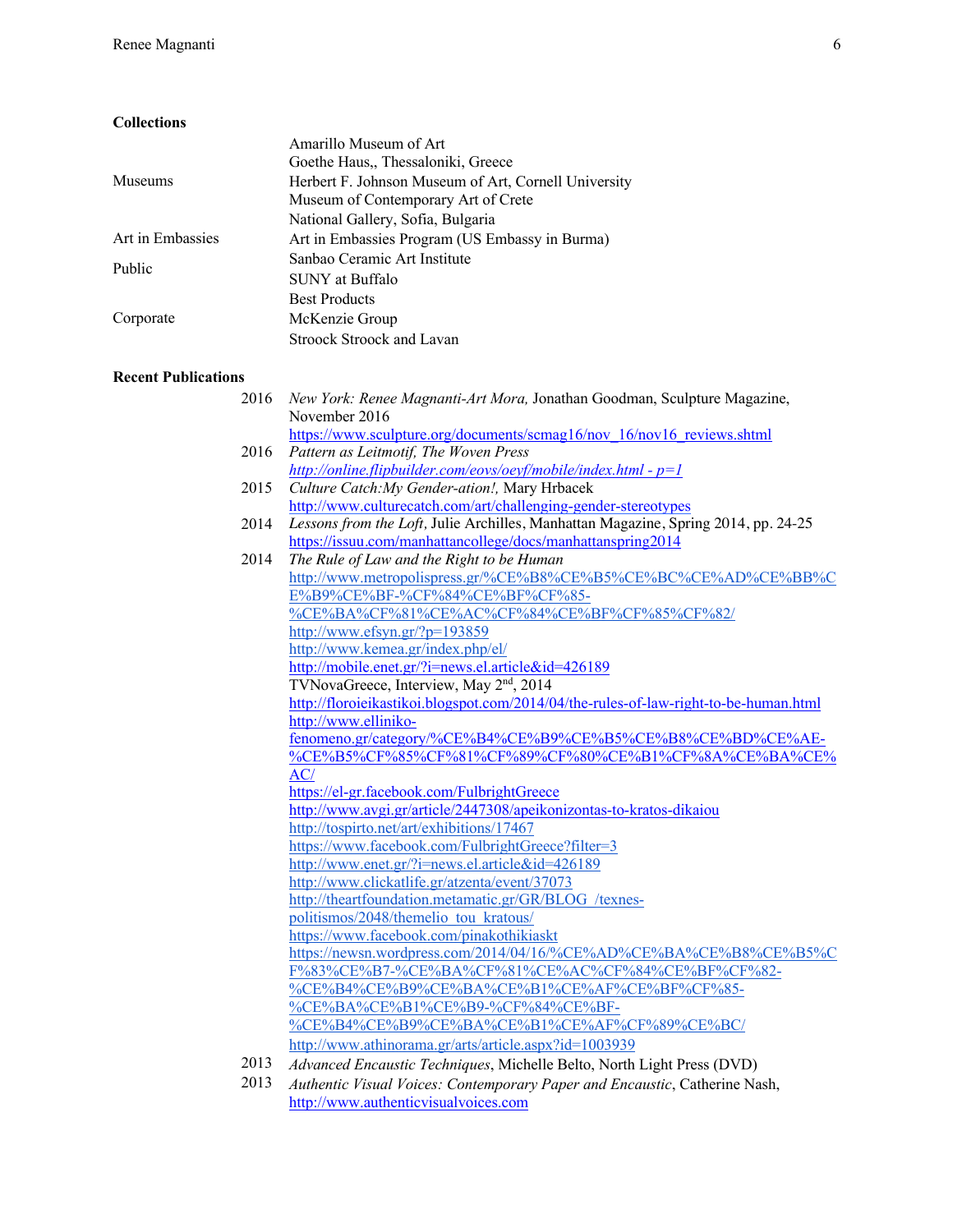**Collections**

| | |
|---|---|
| Museums | Amarillo Museum of Art<br>Goethe Haus,, Thessaloniki, Greece<br>Herbert F. Johnson Museum of Art, Cornell University<br>Museum of Contemporary Art of Crete<br>National Gallery, Sofia, Bulgaria |
| Art in Embassies | Art in Embassies Program (US Embassy in Burma) |
| Public | Sanbao Ceramic Art Institute<br>SUNY at Buffalo |
| Corporate | Best Products<br>McKenzie Group<br>Stroock Stroock and Lavan |

**Recent Publications**

2016 *New York: Renee Magnanti-Art Mora,* Jonathan Goodman, Sculpture Magazine, November 2016
https://www.sculpture.org/documents/scmag16/nov_16/nov16_reviews.shtml

2016 *Pattern as Leitmotif, The Woven Press*
*http://online.flipbuilder.com/eovs/oeyf/mobile/index.html - p=1*

2015 *Culture Catch:My Gender-ation!,* Mary Hrbacek
http://www.culturecatch.com/art/challenging-gender-stereotypes

2014 *Lessons from the Loft,* Julie Archilles, Manhattan Magazine, Spring 2014, pp. 24-25
https://issuu.com/manhattancollege/docs/manhattanspring2014

2014 *The Rule of Law and the Right to be Human*
http://www.metropolispress.gr/%CE%B8%CE%B5%CE%BC%CE%AD%CE%BB%CE%B9%CE%BF-%CF%84%CE%BF%CF%85-%CE%BA%CF%81%CE%AC%CF%84%CE%BF%CF%85%CF%82/
http://www.efsyn.gr/?p=193859
http://www.kemea.gr/index.php/el/
http://mobile.enet.gr/?i=news.el.article&id=426189
TVNovaGreece, Interview, May 2nd, 2014
http://floroieikastikoi.blogspot.com/2014/04/the-rules-of-law-right-to-be-human.html
http://www.elliniko-fenomeno.gr/category/%CE%B4%CE%B9%CE%B5%CE%B8%CE%BD%CE%AE-%CE%B5%CF%85%CF%81%CF%89%CF%80%CE%B1%CF%8A%CE%BA%CE%AC/
https://el-gr.facebook.com/FulbrightGreece
http://www.avgi.gr/article/2447308/apeikonizontas-to-kratos-dikaiou
http://tospirto.net/art/exhibitions/17467
https://www.facebook.com/FulbrightGreece?filter=3
http://www.enet.gr/?i=news.el.article&id=426189
http://www.clickatlife.gr/atzenta/event/37073
http://theartfoundation.metamatic.gr/GR/BLOG_/texnes-politismos/2048/themelio_tou_kratous/
https://www.facebook.com/pinakothikiaskt
https://newsn.wordpress.com/2014/04/16/%CE%AD%CE%BA%CE%B8%CE%B5%CF%83%CE%B7-%CE%BA%CF%81%CE%AC%CF%84%CE%BF%CF%82-%CE%B4%CE%B9%CE%BA%CE%B1%CE%AF%CE%BF%CF%85-%CE%BA%CE%B1%CE%B9-%CF%84%CE%BF-%CE%B4%CE%B9%CE%BA%CE%B1%CE%AF%CF%89%CE%BC/
http://www.athinorama.gr/arts/article.aspx?id=1003939

2013 *Advanced Encaustic Techniques*, Michelle Belto, North Light Press (DVD)

2013 *Authentic Visual Voices: Contemporary Paper and Encaustic*, Catherine Nash,
http://www.authenticvisualvoices.com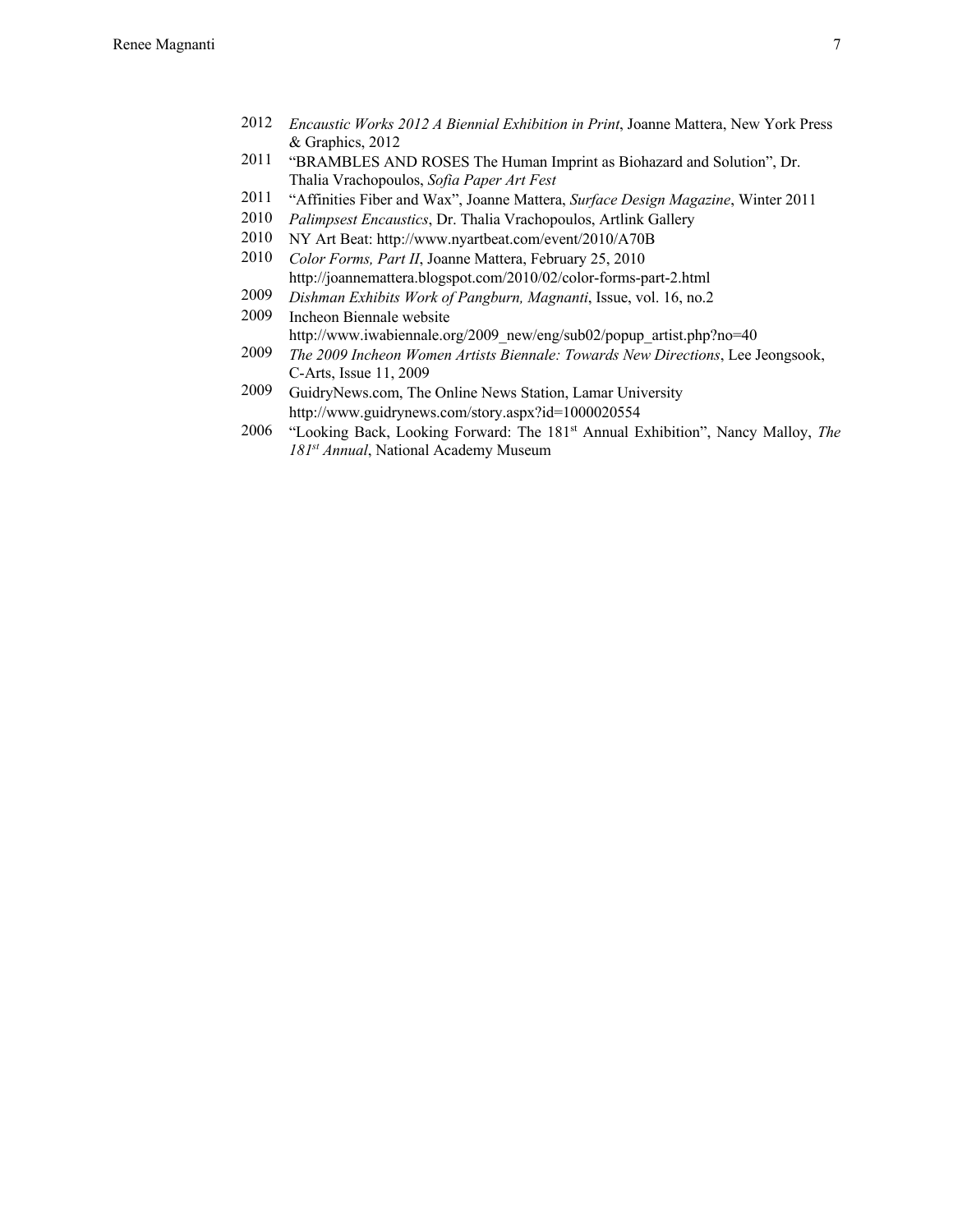2012 *Encaustic Works 2012 A Biennial Exhibition in Print*, Joanne Mattera, New York Press & Graphics, 2012

2011 "BRAMBLES AND ROSES The Human Imprint as Biohazard and Solution", Dr. Thalia Vrachopoulos, *Sofia Paper Art Fest*

2011 "Affinities Fiber and Wax", Joanne Mattera, *Surface Design Magazine*, Winter 2011

2010 *Palimpsest Encaustics*, Dr. Thalia Vrachopoulos, Artlink Gallery

2010 NY Art Beat: http://www.nyartbeat.com/event/2010/A70B

2010 *Color Forms, Part II*, Joanne Mattera, February 25, 2010 http://joannemattera.blogspot.com/2010/02/color-forms-part-2.html

2009 *Dishman Exhibits Work of Pangburn, Magnanti*, Issue, vol. 16, no.2

2009 Incheon Biennale website http://www.iwabiennale.org/2009_new/eng/sub02/popup_artist.php?no=40

2009 *The 2009 Incheon Women Artists Biennale: Towards New Directions*, Lee Jeongsook, C-Arts, Issue 11, 2009

2009 GuidryNews.com, The Online News Station, Lamar University http://www.guidrynews.com/story.aspx?id=1000020554

2006 "Looking Back, Looking Forward: The 181st Annual Exhibition", Nancy Malloy, *The 181st Annual*, National Academy Museum